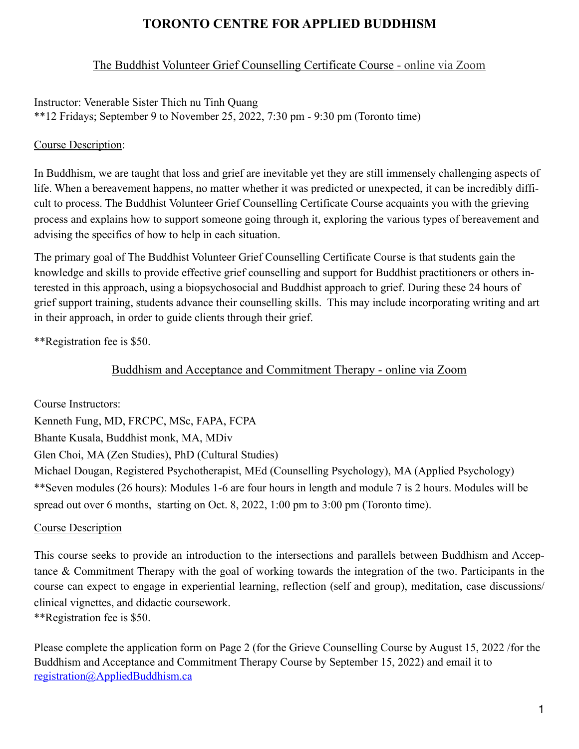# TORONTO CENTRE FOR APPLIED BUDDHISM

## The Buddhist Volunteer Grief Counselling Certificate Course - online via Zoom

Instructor: Venerable Sister Thich nu Tinh Quang
**12 Fridays; September 9 to November 25, 2022, 7:30 pm - 9:30 pm (Toronto time)

Course Description:

In Buddhism, we are taught that loss and grief are inevitable yet they are still immensely challenging aspects of life. When a bereavement happens, no matter whether it was predicted or unexpected, it can be incredibly difficult to process. The Buddhist Volunteer Grief Counselling Certificate Course acquaints you with the grieving process and explains how to support someone going through it, exploring the various types of bereavement and advising the specifics of how to help in each situation.

The primary goal of The Buddhist Volunteer Grief Counselling Certificate Course is that students gain the knowledge and skills to provide effective grief counselling and support for Buddhist practitioners or others interested in this approach, using a biopsychosocial and Buddhist approach to grief. During these 24 hours of grief support training, students advance their counselling skills. This may include incorporating writing and art in their approach, in order to guide clients through their grief.

**Registration fee is $50.

## Buddhism and Acceptance and Commitment Therapy - online via Zoom

Course Instructors:
Kenneth Fung, MD, FRCPC, MSc, FAPA, FCPA
Bhante Kusala, Buddhist monk, MA, MDiv
Glen Choi, MA (Zen Studies), PhD (Cultural Studies)
Michael Dougan, Registered Psychotherapist, MEd (Counselling Psychology), MA (Applied Psychology)
**Seven modules (26 hours): Modules 1-6 are four hours in length and module 7 is 2 hours. Modules will be spread out over 6 months, starting on Oct. 8, 2022, 1:00 pm to 3:00 pm (Toronto time).

Course Description

This course seeks to provide an introduction to the intersections and parallels between Buddhism and Acceptance & Commitment Therapy with the goal of working towards the integration of the two. Participants in the course can expect to engage in experiential learning, reflection (self and group), meditation, case discussions/ clinical vignettes, and didactic coursework.
**Registration fee is $50.

Please complete the application form on Page 2 (for the Grieve Counselling Course by August 15, 2022 /for the Buddhism and Acceptance and Commitment Therapy Course by September 15, 2022) and email it to registration@AppliedBuddhism.ca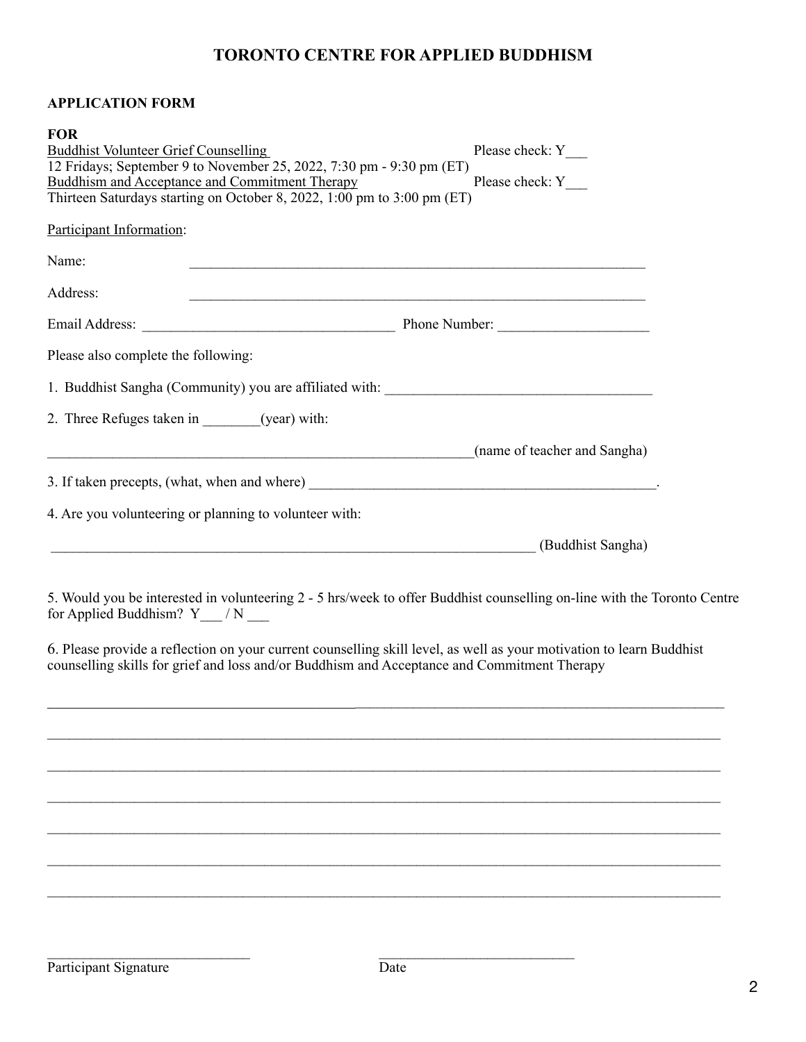# TORONTO CENTRE FOR APPLIED BUDDHISM

**APPLICATION FORM**

**FOR**

Buddhist Volunteer Grief Counselling — Please check: Y___

12 Fridays; September 9 to November 25, 2022, 7:30 pm - 9:30 pm (ET)

Buddhism and Acceptance and Commitment Therapy — Please check: Y___

Thirteen Saturdays starting on October 8, 2022, 1:00 pm to 3:00 pm (ET)

Participant Information:

Name: ________________________________________________________________

Address: ________________________________________________________________

Email Address: ___________________________________ Phone Number: ____________________

Please also complete the following:

1. Buddhist Sangha (Community) you are affiliated with: ____________________________________

2. Three Refuges taken in ________(year) with:

_____________________________________________________________(name of teacher and Sangha)

3. If taken precepts, (what, when and where) _________________________________________________.

4. Are you volunteering or planning to volunteer with:

____________________________________________________________________ (Buddhist Sangha)

5. Would you be interested in volunteering 2 - 5 hrs/week to offer Buddhist counselling on-line with the Toronto Centre for Applied Buddhism? Y___ / N ___

6. Please provide a reflection on your current counselling skill level, as well as your motivation to learn Buddhist counselling skills for grief and loss and/or Buddhism and Acceptance and Commitment Therapy

_______________________________________________________________________________________________

_______________________________________________________________________________________________

_______________________________________________________________________________________________

_______________________________________________________________________________________________

_______________________________________________________________________________________________

_______________________________________________________________________________________________

_______________________________________________________________________________________________

_____________________________ _____________________________

Participant Signature — Date